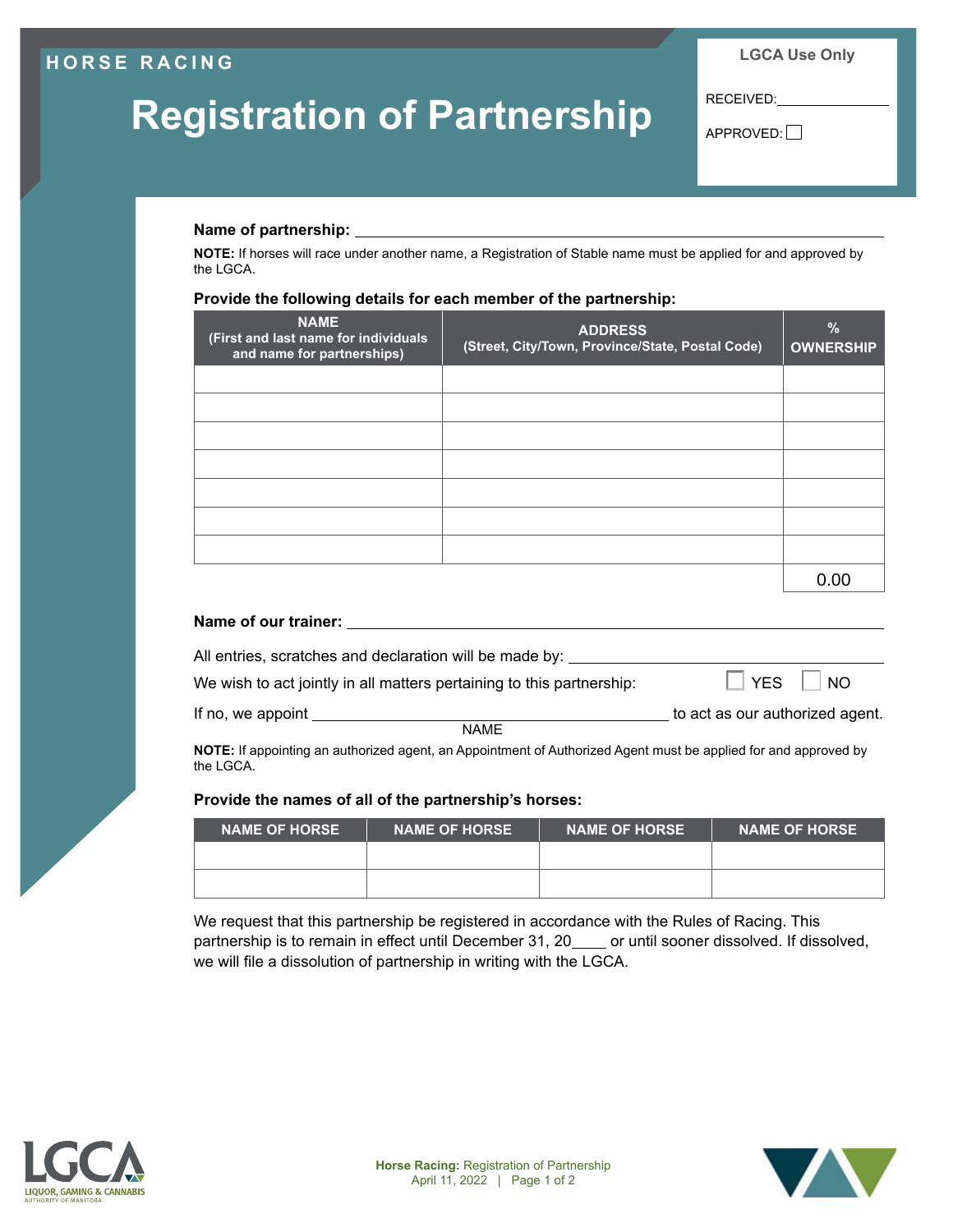HORSE RACING

# Registration of Partnership

**LGCA Use Only**

RECEIVED: ______________

APPROVED: ☐

**Name of partnership:** ____________________________________________

**NOTE:** If horses will race under another name, a Registration of Stable name must be applied for and approved by the LGCA.

### Provide the following details for each member of the partnership:

| NAME (First and last name for individuals and name for partnerships) | ADDRESS (Street, City/Town, Province/State, Postal Code) | % OWNERSHIP |
|---|---|---|
| | | |
| | | |
| | | |
| | | |
| | | |
| | | |
| | | |
| | | 0.00 |

**Name of our trainer:** ____________________________________________

All entries, scratches and declaration will be made by: ______________________________

We wish to act jointly in all matters pertaining to this partnership: ☐ YES ☐ NO

If no, we appoint ______________________________ to act as our authorized agent.
NAME

**NOTE:** If appointing an authorized agent, an Appointment of Authorized Agent must be applied for and approved by the LGCA.

### Provide the names of all of the partnership's horses:

| NAME OF HORSE | NAME OF HORSE | NAME OF HORSE | NAME OF HORSE |
|---|---|---|---|
| | | | |
| | | | |

We request that this partnership be registered in accordance with the Rules of Racing. This partnership is to remain in effect until December 31, 20____ or until sooner dissolved. If dissolved, we will file a dissolution of partnership in writing with the LGCA.

LGCA LIQUOR, GAMING & CANNABIS AUTHORITY OF MANITOBA

**Horse Racing:** Registration of Partnership
April 11, 2022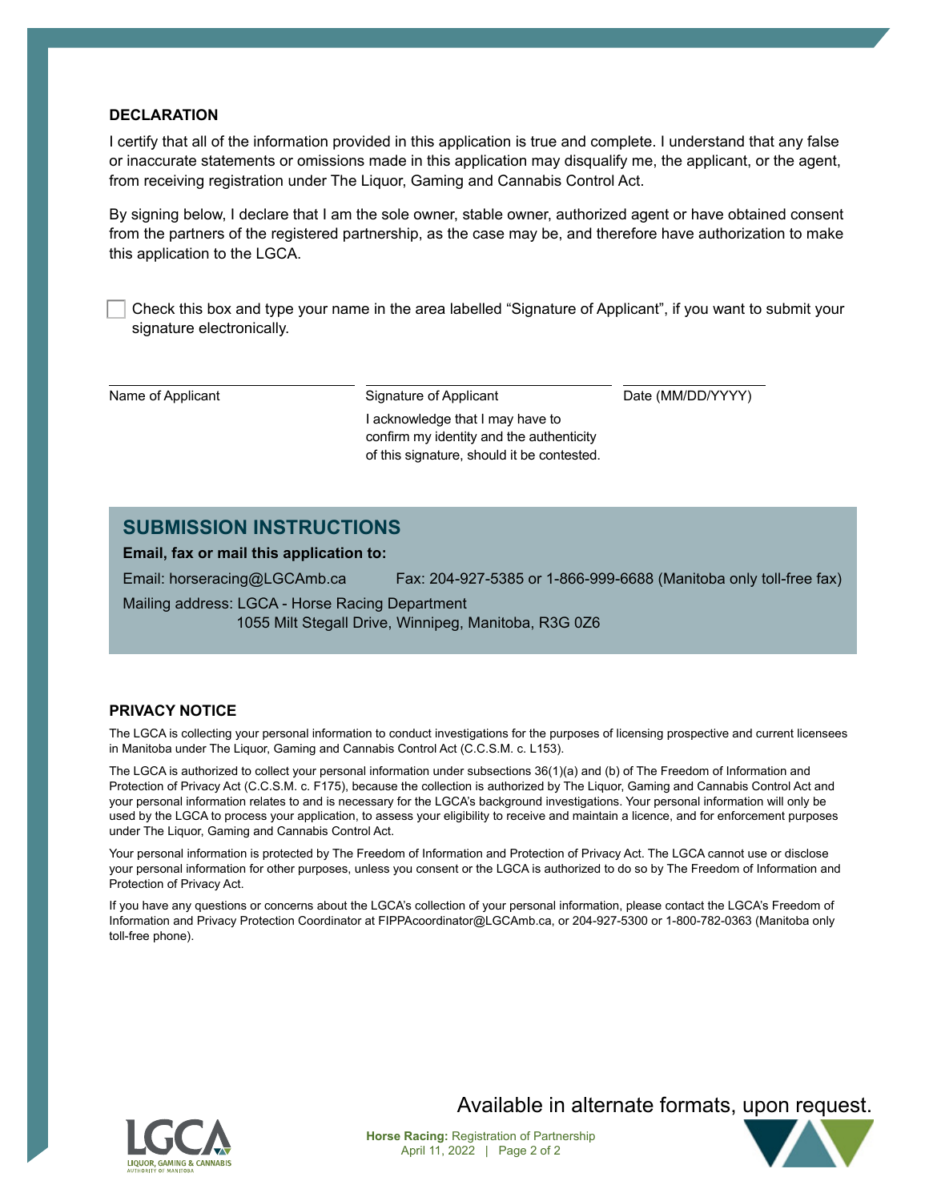## DECLARATION

I certify that all of the information provided in this application is true and complete. I understand that any false or inaccurate statements or omissions made in this application may disqualify me, the applicant, or the agent, from receiving registration under The Liquor, Gaming and Cannabis Control Act.

By signing below, I declare that I am the sole owner, stable owner, authorized agent or have obtained consent from the partners of the registered partnership, as the case may be, and therefore have authorization to make this application to the LGCA.

☐ Check this box and type your name in the area labelled "Signature of Applicant", if you want to submit your signature electronically.

| Name of Applicant | Signature of Applicant | Date (MM/DD/YYYY) |
|---|---|---|
| | I acknowledge that I may have to confirm my identity and the authenticity of this signature, should it be contested. | |

## SUBMISSION INSTRUCTIONS

**Email, fax or mail this application to:**

Email: horseracing@LGCAmb.ca

Fax: 204-927-5385 or 1-866-999-6688 (Manitoba only toll-free fax)

Mailing address: LGCA - Horse Racing Department
1055 Milt Stegall Drive, Winnipeg, Manitoba, R3G 0Z6

## PRIVACY NOTICE

The LGCA is collecting your personal information to conduct investigations for the purposes of licensing prospective and current licensees in Manitoba under The Liquor, Gaming and Cannabis Control Act (C.C.S.M. c. L153).

The LGCA is authorized to collect your personal information under subsections 36(1)(a) and (b) of The Freedom of Information and Protection of Privacy Act (C.C.S.M. c. F175), because the collection is authorized by The Liquor, Gaming and Cannabis Control Act and your personal information relates to and is necessary for the LGCA's background investigations. Your personal information will only be used by the LGCA to process your application, to assess your eligibility to receive and maintain a licence, and for enforcement purposes under The Liquor, Gaming and Cannabis Control Act.

Your personal information is protected by The Freedom of Information and Protection of Privacy Act. The LGCA cannot use or disclose your personal information for other purposes, unless you consent or the LGCA is authorized to do so by The Freedom of Information and Protection of Privacy Act.

If you have any questions or concerns about the LGCA's collection of your personal information, please contact the LGCA's Freedom of Information and Privacy Protection Coordinator at FIPPAcoordinator@LGCAmb.ca, or 204-927-5300 or 1-800-782-0363 (Manitoba only toll-free phone).

Available in alternate formats, upon request.